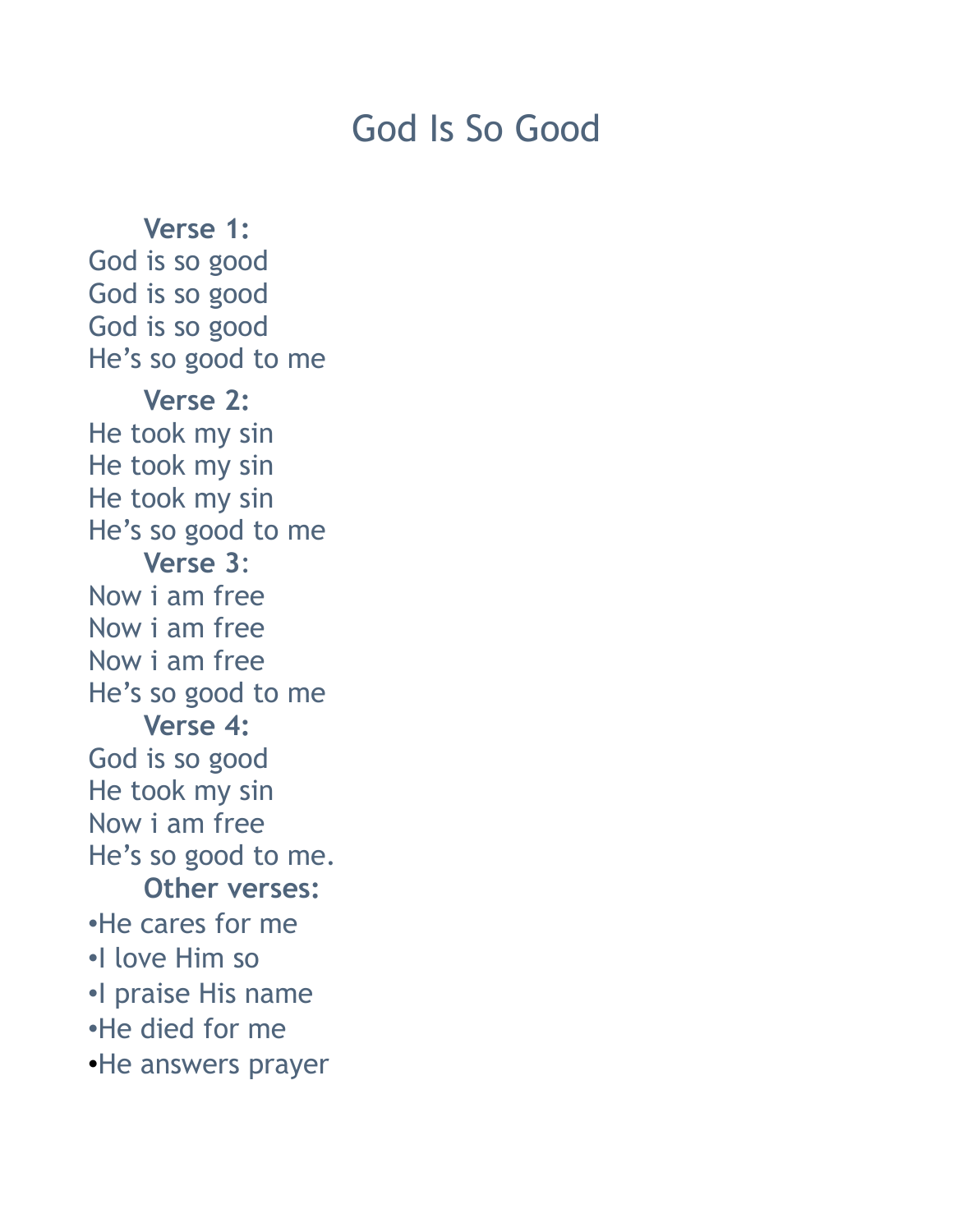# God Is So Good

**Verse 1:**

God is so good
God is so good
God is so good
He's so good to me

**Verse 2:**

He took my sin
He took my sin
He took my sin
He's so good to me

**Verse 3:**

Now i am free
Now i am free
Now i am free
He's so good to me

**Verse 4:**

God is so good
He took my sin
Now i am free
He's so good to me.

**Other verses:**

- He cares for me
- I love Him so
- I praise His name
- He died for me
- He answers prayer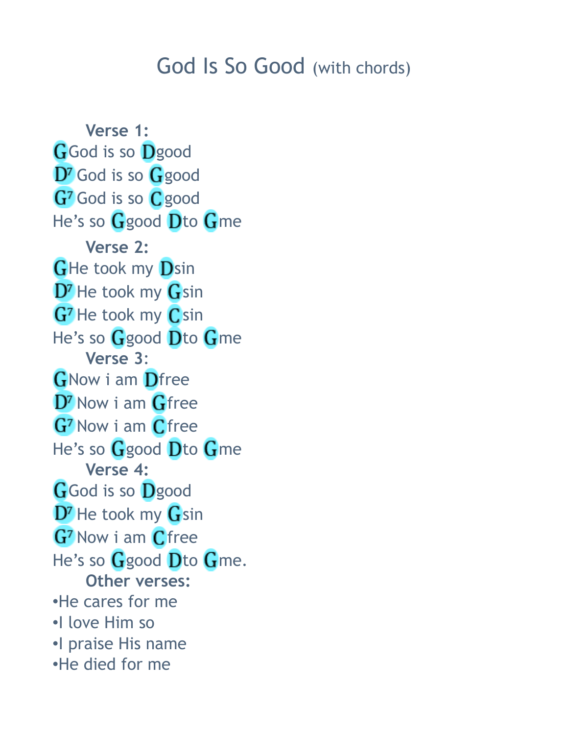# God Is So Good (with chords)

**Verse 1:**

G God is so D good
D7 God is so G good
G7 God is so C good
He's so G good D to G me

**Verse 2:**

G He took my D sin
D7 He took my G sin
G7 He took my C sin
He's so G good D to G me

**Verse 3:**

G Now i am D free
D7 Now i am G free
G7 Now i am C free
He's so G good D to G me

**Verse 4:**

G God is so D good
D7 He took my G sin
G7 Now i am C free
He's so G good D to G me.

**Other verses:**

- He cares for me
- I love Him so
- I praise His name
- He died for me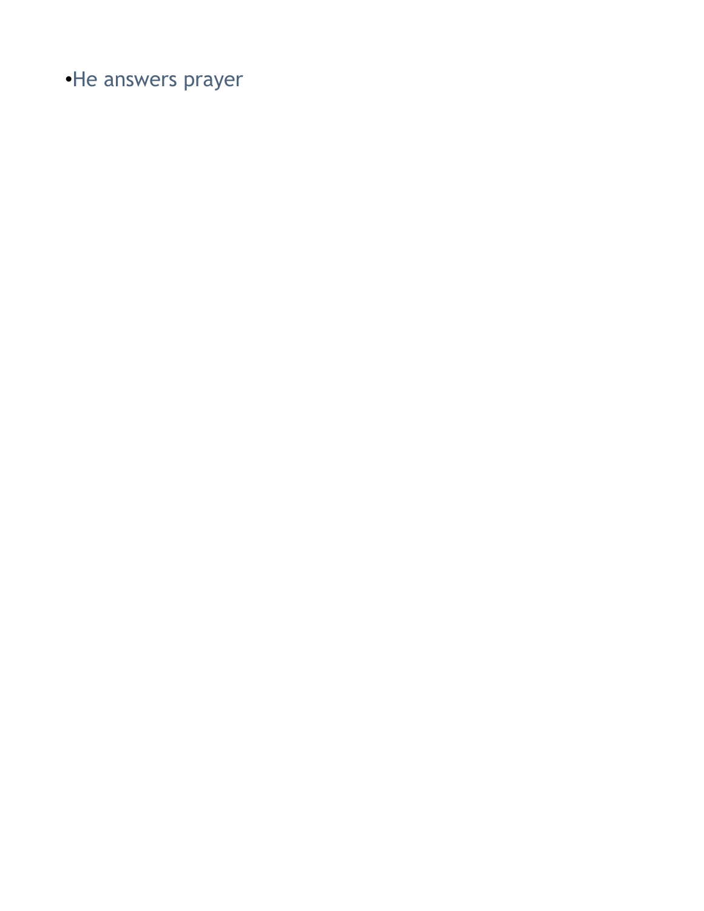- He answers prayer